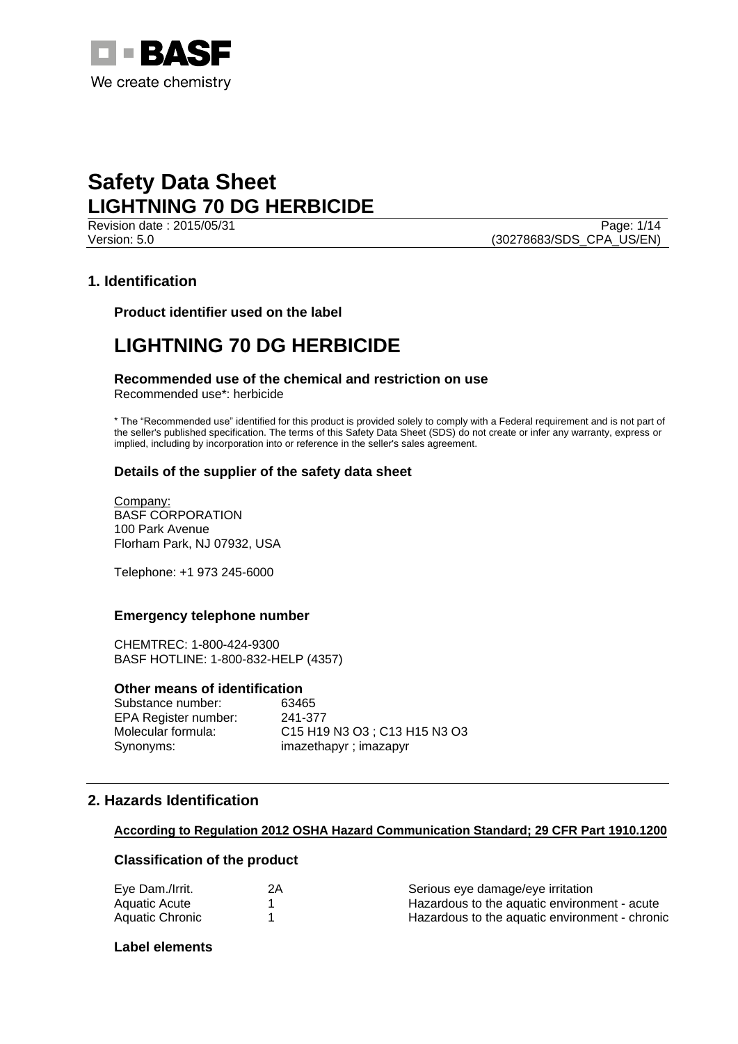# Safety Data Sheet

# LIGHTNING 70 DG HERBICIDE

Revision date : 2015/05/31
Version: 5.0 (30278683/SDS_CPA_US/EN)

## 1. Identification

### Product identifier used on the label

# LIGHTNING 70 DG HERBICIDE

### Recommended use of the chemical and restriction on use

Recommended use*: herbicide

* The "Recommended use" identified for this product is provided solely to comply with a Federal requirement and is not part of the seller's published specification. The terms of this Safety Data Sheet (SDS) do not create or infer any warranty, express or implied, including by incorporation into or reference in the seller's sales agreement.

### Details of the supplier of the safety data sheet

Company:
BASF CORPORATION
100 Park Avenue
Florham Park, NJ 07932, USA

Telephone: +1 973 245-6000

### Emergency telephone number

CHEMTREC: 1-800-424-9300
BASF HOTLINE: 1-800-832-HELP (4357)

### Other means of identification

| | |
|---|---|
| Substance number: | 63465 |
| EPA Register number: | 241-377 |
| Molecular formula: | $C_{15}H_{19}N_3O_3$ ; $C_{13}H_{15}N_3O_3$ |
| Synonyms: | imazethapyr ; imazapyr |

## 2. Hazards Identification

**According to Regulation 2012 OSHA Hazard Communication Standard; 29 CFR Part 1910.1200**

### Classification of the product

| | | |
|---|---|---|
| Eye Dam./Irrit. | 2A | Serious eye damage/eye irritation |
| Aquatic Acute | 1 | Hazardous to the aquatic environment - acute |
| Aquatic Chronic | 1 | Hazardous to the aquatic environment - chronic |

### Label elements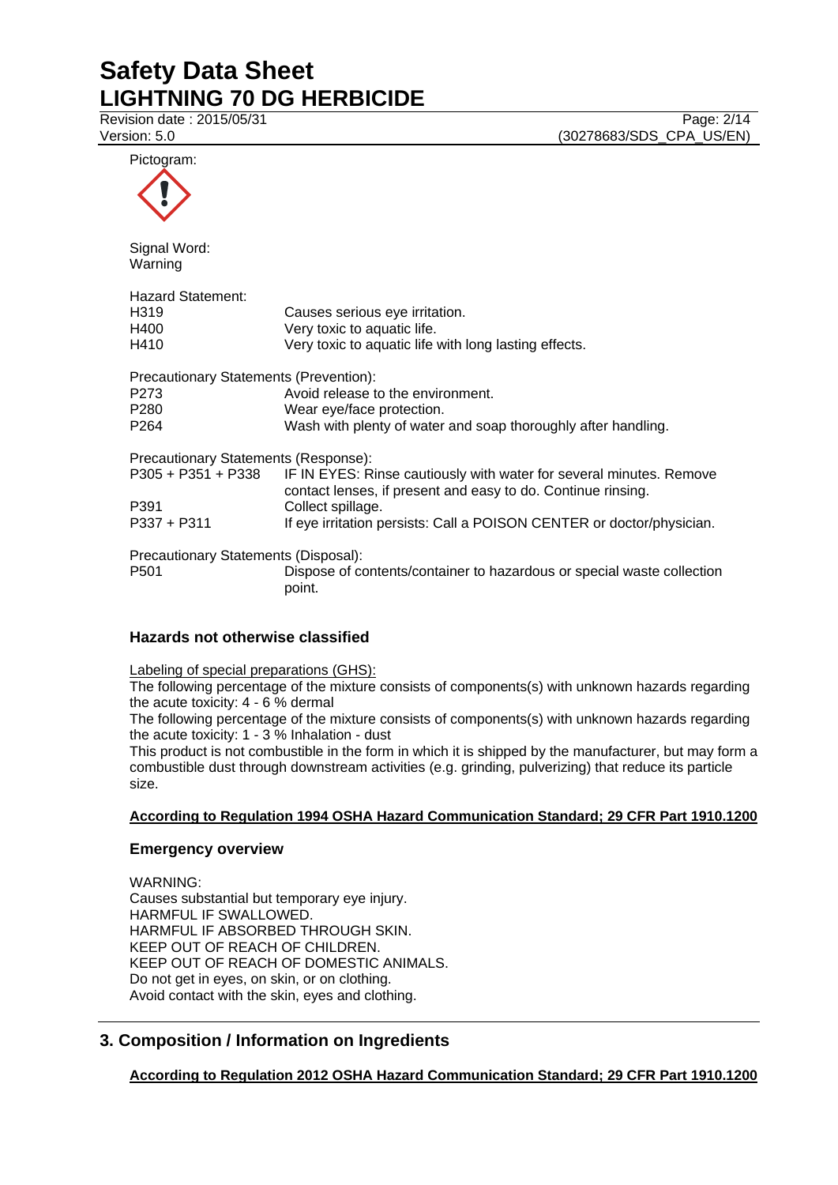Pictogram:

Signal Word:
Warning

Hazard Statement:

| | |
|---|---|
| H319 | Causes serious eye irritation. |
| H400 | Very toxic to aquatic life. |
| H410 | Very toxic to aquatic life with long lasting effects. |

Precautionary Statements (Prevention):

| | |
|---|---|
| P273 | Avoid release to the environment. |
| P280 | Wear eye/face protection. |
| P264 | Wash with plenty of water and soap thoroughly after handling. |

Precautionary Statements (Response):

| | |
|---|---|
| P305 + P351 + P338 | IF IN EYES: Rinse cautiously with water for several minutes. Remove contact lenses, if present and easy to do. Continue rinsing. |
| P391 | Collect spillage. |
| P337 + P311 | If eye irritation persists: Call a POISON CENTER or doctor/physician. |

Precautionary Statements (Disposal):

| | |
|---|---|
| P501 | Dispose of contents/container to hazardous or special waste collection point. |

### Hazards not otherwise classified

Labeling of special preparations (GHS):

The following percentage of the mixture consists of components(s) with unknown hazards regarding the acute toxicity: 4 - 6 % dermal

The following percentage of the mixture consists of components(s) with unknown hazards regarding the acute toxicity: 1 - 3 % Inhalation - dust

This product is not combustible in the form in which it is shipped by the manufacturer, but may form a combustible dust through downstream activities (e.g. grinding, pulverizing) that reduce its particle size.

**According to Regulation 1994 OSHA Hazard Communication Standard; 29 CFR Part 1910.1200**

### Emergency overview

WARNING:
Causes substantial but temporary eye injury.
HARMFUL IF SWALLOWED.
HARMFUL IF ABSORBED THROUGH SKIN.
KEEP OUT OF REACH OF CHILDREN.
KEEP OUT OF REACH OF DOMESTIC ANIMALS.
Do not get in eyes, on skin, or on clothing.
Avoid contact with the skin, eyes and clothing.

## 3. Composition / Information on Ingredients

**According to Regulation 2012 OSHA Hazard Communication Standard; 29 CFR Part 1910.1200**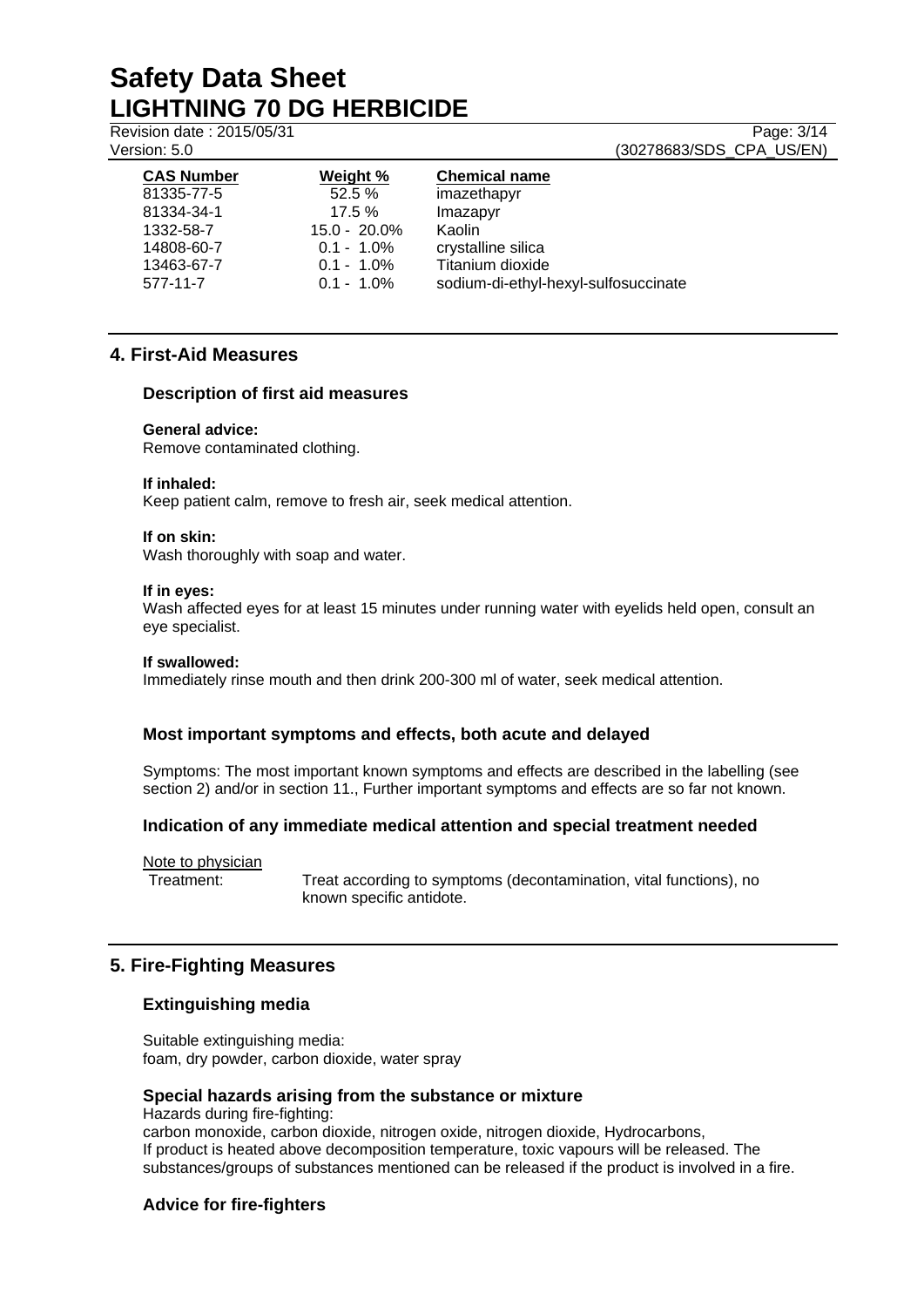| CAS Number | Weight % | Chemical name |
|---|---|---|
| 81335-77-5 | 52.5 % | imazethapyr |
| 81334-34-1 | 17.5 % | Imazapyr |
| 1332-58-7 | 15.0 - 20.0% | Kaolin |
| 14808-60-7 | 0.1 - 1.0% | crystalline silica |
| 13463-67-7 | 0.1 - 1.0% | Titanium dioxide |
| 577-11-7 | 0.1 - 1.0% | sodium-di-ethyl-hexyl-sulfosuccinate |

## 4. First-Aid Measures

### Description of first aid measures

**General advice:**
Remove contaminated clothing.

**If inhaled:**
Keep patient calm, remove to fresh air, seek medical attention.

**If on skin:**
Wash thoroughly with soap and water.

**If in eyes:**
Wash affected eyes for at least 15 minutes under running water with eyelids held open, consult an eye specialist.

**If swallowed:**
Immediately rinse mouth and then drink 200-300 ml of water, seek medical attention.

### Most important symptoms and effects, both acute and delayed

Symptoms: The most important known symptoms and effects are described in the labelling (see section 2) and/or in section 11., Further important symptoms and effects are so far not known.

### Indication of any immediate medical attention and special treatment needed

Note to physician

Treatment: Treat according to symptoms (decontamination, vital functions), no known specific antidote.

## 5. Fire-Fighting Measures

### Extinguishing media

Suitable extinguishing media:
foam, dry powder, carbon dioxide, water spray

### Special hazards arising from the substance or mixture

Hazards during fire-fighting:
carbon monoxide, carbon dioxide, nitrogen oxide, nitrogen dioxide, Hydrocarbons,
If product is heated above decomposition temperature, toxic vapours will be released. The substances/groups of substances mentioned can be released if the product is involved in a fire.

### Advice for fire-fighters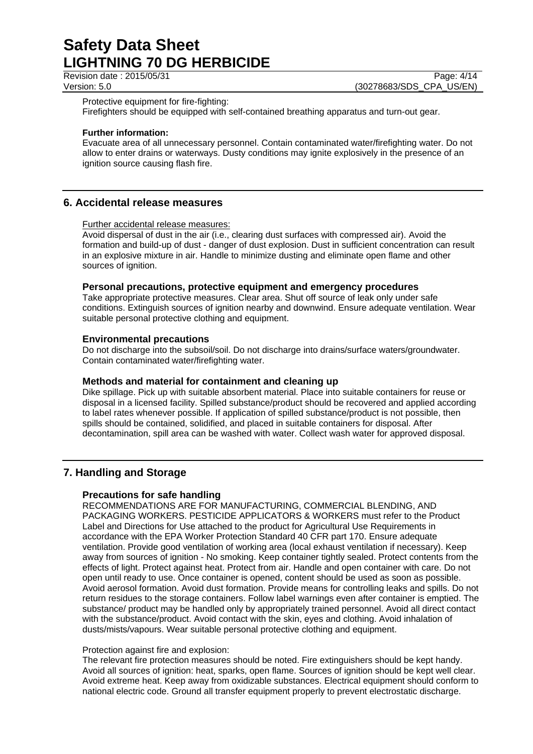Protective equipment for fire-fighting:
Firefighters should be equipped with self-contained breathing apparatus and turn-out gear.

**Further information:**
Evacuate area of all unnecessary personnel. Contain contaminated water/firefighting water. Do not allow to enter drains or waterways. Dusty conditions may ignite explosively in the presence of an ignition source causing flash fire.

## 6. Accidental release measures

Further accidental release measures:
Avoid dispersal of dust in the air (i.e., clearing dust surfaces with compressed air). Avoid the formation and build-up of dust - danger of dust explosion. Dust in sufficient concentration can result in an explosive mixture in air. Handle to minimize dusting and eliminate open flame and other sources of ignition.

### Personal precautions, protective equipment and emergency procedures

Take appropriate protective measures. Clear area. Shut off source of leak only under safe conditions. Extinguish sources of ignition nearby and downwind. Ensure adequate ventilation. Wear suitable personal protective clothing and equipment.

### Environmental precautions

Do not discharge into the subsoil/soil. Do not discharge into drains/surface waters/groundwater. Contain contaminated water/firefighting water.

### Methods and material for containment and cleaning up

Dike spillage. Pick up with suitable absorbent material. Place into suitable containers for reuse or disposal in a licensed facility. Spilled substance/product should be recovered and applied according to label rates whenever possible. If application of spilled substance/product is not possible, then spills should be contained, solidified, and placed in suitable containers for disposal. After decontamination, spill area can be washed with water. Collect wash water for approved disposal.

## 7. Handling and Storage

### Precautions for safe handling

RECOMMENDATIONS ARE FOR MANUFACTURING, COMMERCIAL BLENDING, AND PACKAGING WORKERS. PESTICIDE APPLICATORS & WORKERS must refer to the Product Label and Directions for Use attached to the product for Agricultural Use Requirements in accordance with the EPA Worker Protection Standard 40 CFR part 170. Ensure adequate ventilation. Provide good ventilation of working area (local exhaust ventilation if necessary). Keep away from sources of ignition - No smoking. Keep container tightly sealed. Protect contents from the effects of light. Protect against heat. Protect from air. Handle and open container with care. Do not open until ready to use. Once container is opened, content should be used as soon as possible. Avoid aerosol formation. Avoid dust formation. Provide means for controlling leaks and spills. Do not return residues to the storage containers. Follow label warnings even after container is emptied. The substance/ product may be handled only by appropriately trained personnel. Avoid all direct contact with the substance/product. Avoid contact with the skin, eyes and clothing. Avoid inhalation of dusts/mists/vapours. Wear suitable personal protective clothing and equipment.

Protection against fire and explosion:
The relevant fire protection measures should be noted. Fire extinguishers should be kept handy. Avoid all sources of ignition: heat, sparks, open flame. Sources of ignition should be kept well clear. Avoid extreme heat. Keep away from oxidizable substances. Electrical equipment should conform to national electric code. Ground all transfer equipment properly to prevent electrostatic discharge.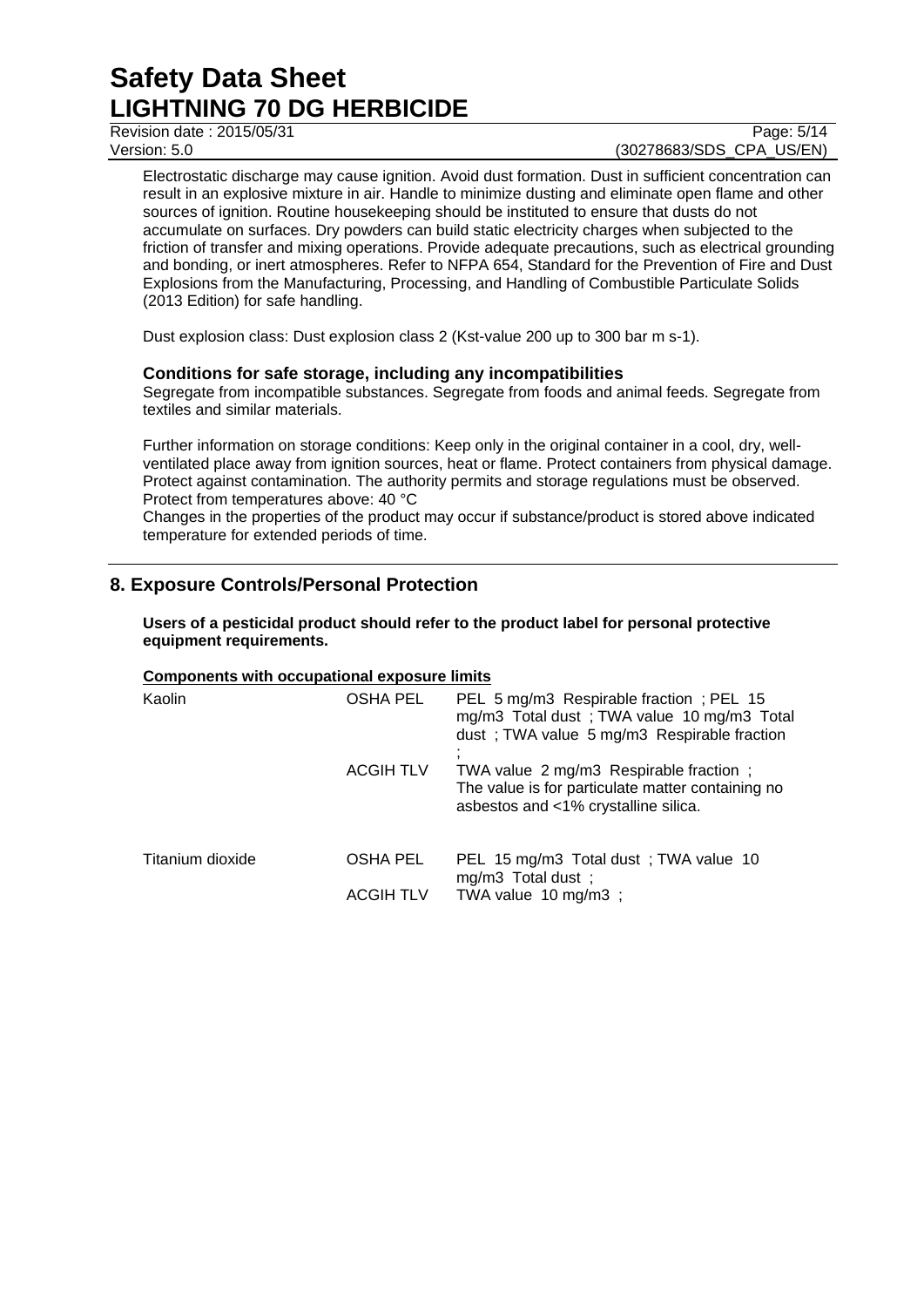Electrostatic discharge may cause ignition. Avoid dust formation. Dust in sufficient concentration can result in an explosive mixture in air. Handle to minimize dusting and eliminate open flame and other sources of ignition. Routine housekeeping should be instituted to ensure that dusts do not accumulate on surfaces. Dry powders can build static electricity charges when subjected to the friction of transfer and mixing operations. Provide adequate precautions, such as electrical grounding and bonding, or inert atmospheres. Refer to NFPA 654, Standard for the Prevention of Fire and Dust Explosions from the Manufacturing, Processing, and Handling of Combustible Particulate Solids (2013 Edition) for safe handling.

Dust explosion class: Dust explosion class 2 (Kst-value 200 up to 300 bar m s-1).

### Conditions for safe storage, including any incompatibilities

Segregate from incompatible substances. Segregate from foods and animal feeds. Segregate from textiles and similar materials.

Further information on storage conditions: Keep only in the original container in a cool, dry, well-ventilated place away from ignition sources, heat or flame. Protect containers from physical damage. Protect against contamination. The authority permits and storage regulations must be observed. Protect from temperatures above: 40 °C

Changes in the properties of the product may occur if substance/product is stored above indicated temperature for extended periods of time.

## 8. Exposure Controls/Personal Protection

**Users of a pesticidal product should refer to the product label for personal protective equipment requirements.**

**Components with occupational exposure limits**

| Component | | |
|---|---|---|
| Kaolin | OSHA PEL | PEL 5 mg/m3 Respirable fraction ; PEL 15 mg/m3 Total dust ; TWA value 10 mg/m3 Total dust ; TWA value 5 mg/m3 Respirable fraction ; |
| | ACGIH TLV | TWA value 2 mg/m3 Respirable fraction ; The value is for particulate matter containing no asbestos and <1% crystalline silica. |
| Titanium dioxide | OSHA PEL | PEL 15 mg/m3 Total dust ; TWA value 10 mg/m3 Total dust ; |
| | ACGIH TLV | TWA value 10 mg/m3 ; |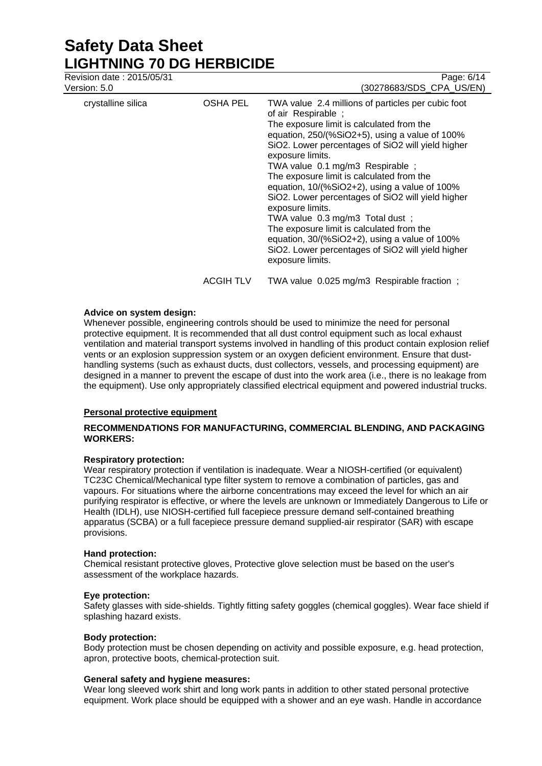| | | |
|---|---|---|
| crystalline silica | OSHA PEL | TWA value 2.4 millions of particles per cubic foot of air Respirable ;<br>The exposure limit is calculated from the equation, 250/(%SiO2+5), using a value of 100% SiO2. Lower percentages of SiO2 will yield higher exposure limits.<br>TWA value 0.1 mg/m3 Respirable ;<br>The exposure limit is calculated from the equation, 10/(%SiO2+2), using a value of 100% SiO2. Lower percentages of SiO2 will yield higher exposure limits.<br>TWA value 0.3 mg/m3 Total dust ;<br>The exposure limit is calculated from the equation, 30/(%SiO2+2), using a value of 100% SiO2. Lower percentages of SiO2 will yield higher exposure limits. |
| | ACGIH TLV | TWA value 0.025 mg/m3 Respirable fraction ; |

**Advice on system design:**
Whenever possible, engineering controls should be used to minimize the need for personal protective equipment. It is recommended that all dust control equipment such as local exhaust ventilation and material transport systems involved in handling of this product contain explosion relief vents or an explosion suppression system or an oxygen deficient environment. Ensure that dust-handling systems (such as exhaust ducts, dust collectors, vessels, and processing equipment) are designed in a manner to prevent the escape of dust into the work area (i.e., there is no leakage from the equipment). Use only appropriately classified electrical equipment and powered industrial trucks.

**Personal protective equipment**

**RECOMMENDATIONS FOR MANUFACTURING, COMMERCIAL BLENDING, AND PACKAGING WORKERS:**

**Respiratory protection:**
Wear respiratory protection if ventilation is inadequate. Wear a NIOSH-certified (or equivalent) TC23C Chemical/Mechanical type filter system to remove a combination of particles, gas and vapours. For situations where the airborne concentrations may exceed the level for which an air purifying respirator is effective, or where the levels are unknown or Immediately Dangerous to Life or Health (IDLH), use NIOSH-certified full facepiece pressure demand self-contained breathing apparatus (SCBA) or a full facepiece pressure demand supplied-air respirator (SAR) with escape provisions.

**Hand protection:**
Chemical resistant protective gloves, Protective glove selection must be based on the user's assessment of the workplace hazards.

**Eye protection:**
Safety glasses with side-shields. Tightly fitting safety goggles (chemical goggles). Wear face shield if splashing hazard exists.

**Body protection:**
Body protection must be chosen depending on activity and possible exposure, e.g. head protection, apron, protective boots, chemical-protection suit.

**General safety and hygiene measures:**
Wear long sleeved work shirt and long work pants in addition to other stated personal protective equipment. Work place should be equipped with a shower and an eye wash. Handle in accordance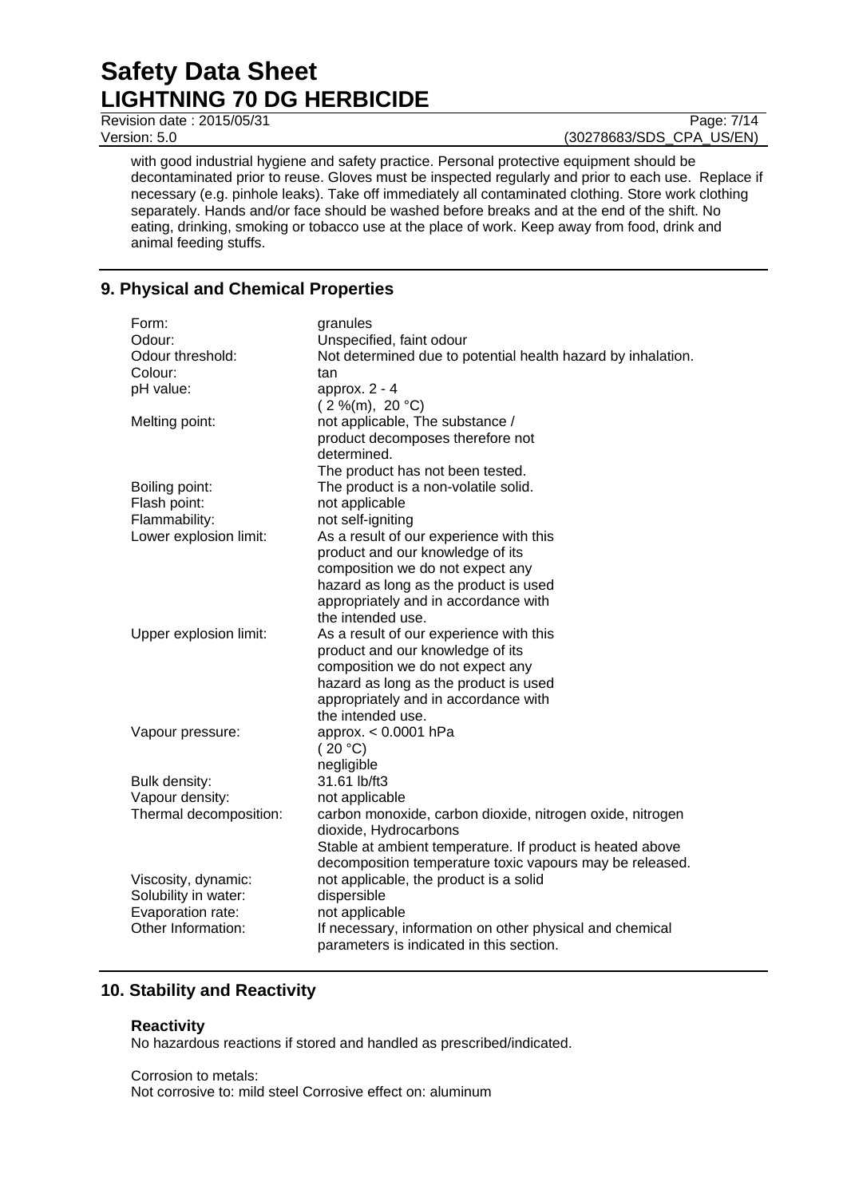with good industrial hygiene and safety practice. Personal protective equipment should be decontaminated prior to reuse. Gloves must be inspected regularly and prior to each use. Replace if necessary (e.g. pinhole leaks). Take off immediately all contaminated clothing. Store work clothing separately. Hands and/or face should be washed before breaks and at the end of the shift. No eating, drinking, smoking or tobacco use at the place of work. Keep away from food, drink and animal feeding stuffs.

## 9. Physical and Chemical Properties

| | |
|---|---|
| Form: | granules |
| Odour: | Unspecified, faint odour |
| Odour threshold: | Not determined due to potential health hazard by inhalation. |
| Colour: | tan |
| pH value: | approx. 2 - 4<br>( 2 %(m), 20 °C) |
| Melting point: | not applicable, The substance / product decomposes therefore not determined.<br>The product has not been tested. |
| Boiling point: | The product is a non-volatile solid. |
| Flash point: | not applicable |
| Flammability: | not self-igniting |
| Lower explosion limit: | As a result of our experience with this product and our knowledge of its composition we do not expect any hazard as long as the product is used appropriately and in accordance with the intended use. |
| Upper explosion limit: | As a result of our experience with this product and our knowledge of its composition we do not expect any hazard as long as the product is used appropriately and in accordance with the intended use. |
| Vapour pressure: | approx. < 0.0001 hPa<br>( 20 °C)<br>negligible |
| Bulk density: | 31.61 lb/ft3 |
| Vapour density: | not applicable |
| Thermal decomposition: | carbon monoxide, carbon dioxide, nitrogen oxide, nitrogen dioxide, Hydrocarbons<br>Stable at ambient temperature. If product is heated above decomposition temperature toxic vapours may be released. |
| Viscosity, dynamic: | not applicable, the product is a solid |
| Solubility in water: | dispersible |
| Evaporation rate: | not applicable |
| Other Information: | If necessary, information on other physical and chemical parameters is indicated in this section. |

## 10. Stability and Reactivity

### Reactivity

No hazardous reactions if stored and handled as prescribed/indicated.

Corrosion to metals:
Not corrosive to: mild steel Corrosive effect on: aluminum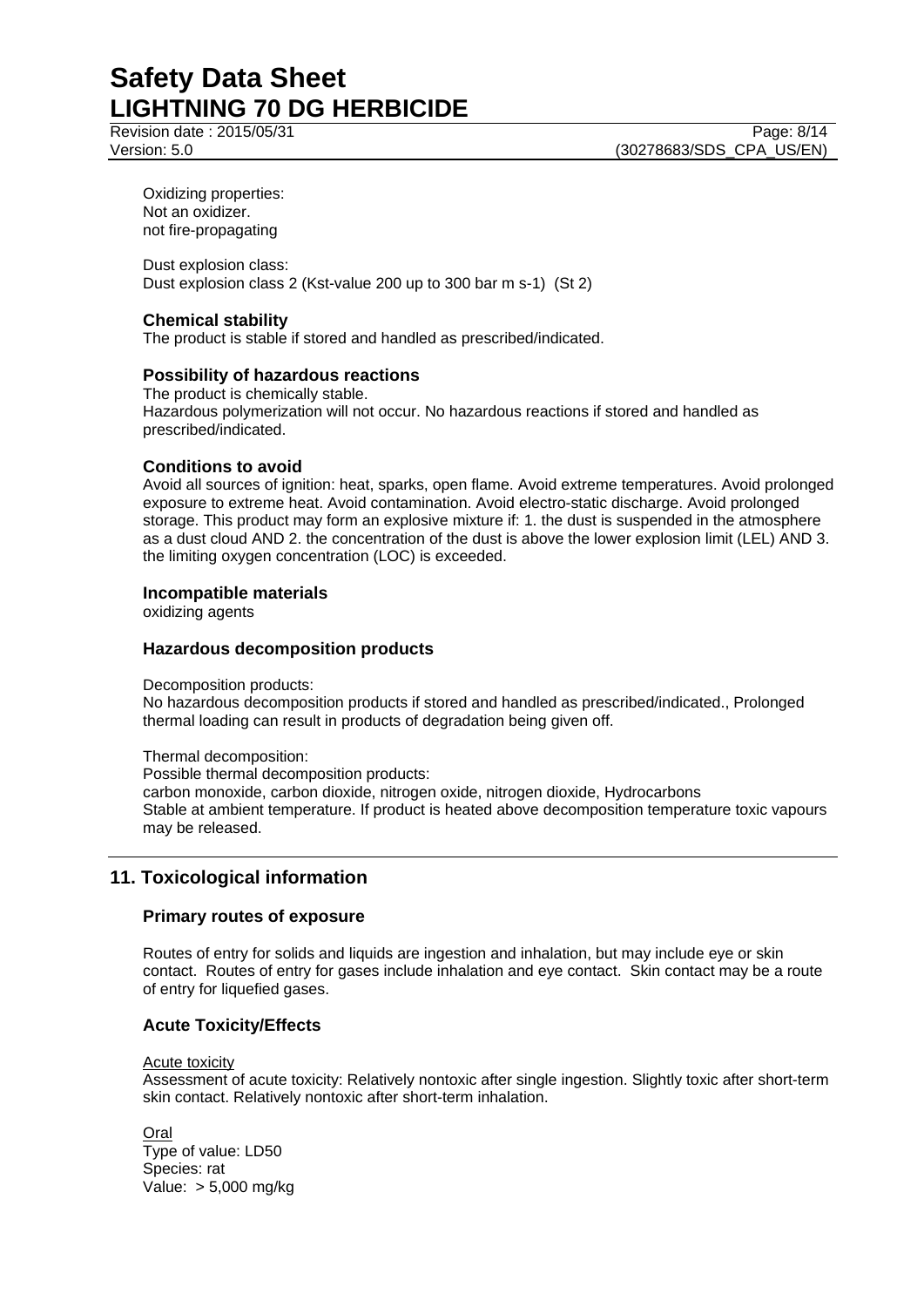Oxidizing properties:
Not an oxidizer.
not fire-propagating

Dust explosion class:
Dust explosion class 2 (Kst-value 200 up to 300 bar m s-1) (St 2)

### Chemical stability

The product is stable if stored and handled as prescribed/indicated.

### Possibility of hazardous reactions

The product is chemically stable.
Hazardous polymerization will not occur. No hazardous reactions if stored and handled as prescribed/indicated.

### Conditions to avoid

Avoid all sources of ignition: heat, sparks, open flame. Avoid extreme temperatures. Avoid prolonged exposure to extreme heat. Avoid contamination. Avoid electro-static discharge. Avoid prolonged storage. This product may form an explosive mixture if: 1. the dust is suspended in the atmosphere as a dust cloud AND 2. the concentration of the dust is above the lower explosion limit (LEL) AND 3. the limiting oxygen concentration (LOC) is exceeded.

### Incompatible materials

oxidizing agents

### Hazardous decomposition products

Decomposition products:
No hazardous decomposition products if stored and handled as prescribed/indicated., Prolonged thermal loading can result in products of degradation being given off.

Thermal decomposition:
Possible thermal decomposition products:
carbon monoxide, carbon dioxide, nitrogen oxide, nitrogen dioxide, Hydrocarbons
Stable at ambient temperature. If product is heated above decomposition temperature toxic vapours may be released.

## 11. Toxicological information

### Primary routes of exposure

Routes of entry for solids and liquids are ingestion and inhalation, but may include eye or skin contact. Routes of entry for gases include inhalation and eye contact. Skin contact may be a route of entry for liquefied gases.

### Acute Toxicity/Effects

Acute toxicity
Assessment of acute toxicity: Relatively nontoxic after single ingestion. Slightly toxic after short-term skin contact. Relatively nontoxic after short-term inhalation.

Oral
Type of value: LD50
Species: rat
Value: > 5,000 mg/kg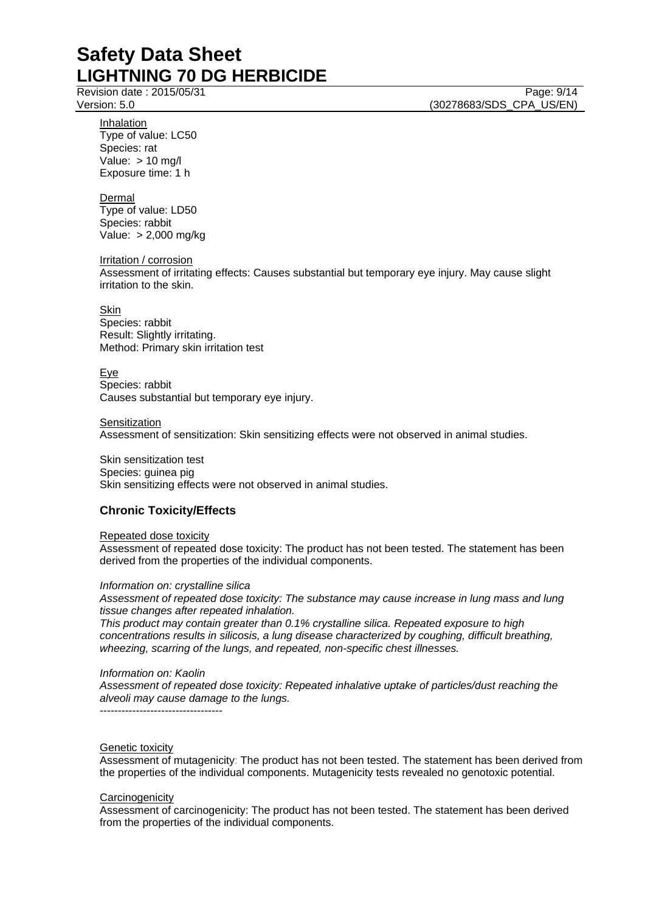Inhalation
Type of value: LC50
Species: rat
Value: > 10 mg/l
Exposure time: 1 h

Dermal
Type of value: LD50
Species: rabbit
Value: > 2,000 mg/kg

Irritation / corrosion
Assessment of irritating effects: Causes substantial but temporary eye injury. May cause slight irritation to the skin.

Skin
Species: rabbit
Result: Slightly irritating.
Method: Primary skin irritation test

Eye
Species: rabbit
Causes substantial but temporary eye injury.

Sensitization
Assessment of sensitization: Skin sensitizing effects were not observed in animal studies.

Skin sensitization test
Species: guinea pig
Skin sensitizing effects were not observed in animal studies.

## Chronic Toxicity/Effects

Repeated dose toxicity
Assessment of repeated dose toxicity: The product has not been tested. The statement has been derived from the properties of the individual components.

*Information on: crystalline silica*
*Assessment of repeated dose toxicity: The substance may cause increase in lung mass and lung tissue changes after repeated inhalation.*
*This product may contain greater than 0.1% crystalline silica. Repeated exposure to high concentrations results in silicosis, a lung disease characterized by coughing, difficult breathing, wheezing, scarring of the lungs, and repeated, non-specific chest illnesses.*

*Information on: Kaolin*
*Assessment of repeated dose toxicity: Repeated inhalative uptake of particles/dust reaching the alveoli may cause damage to the lungs.*
----------------------------------

Genetic toxicity
Assessment of mutagenicity: The product has not been tested. The statement has been derived from the properties of the individual components. Mutagenicity tests revealed no genotoxic potential.

Carcinogenicity
Assessment of carcinogenicity: The product has not been tested. The statement has been derived from the properties of the individual components.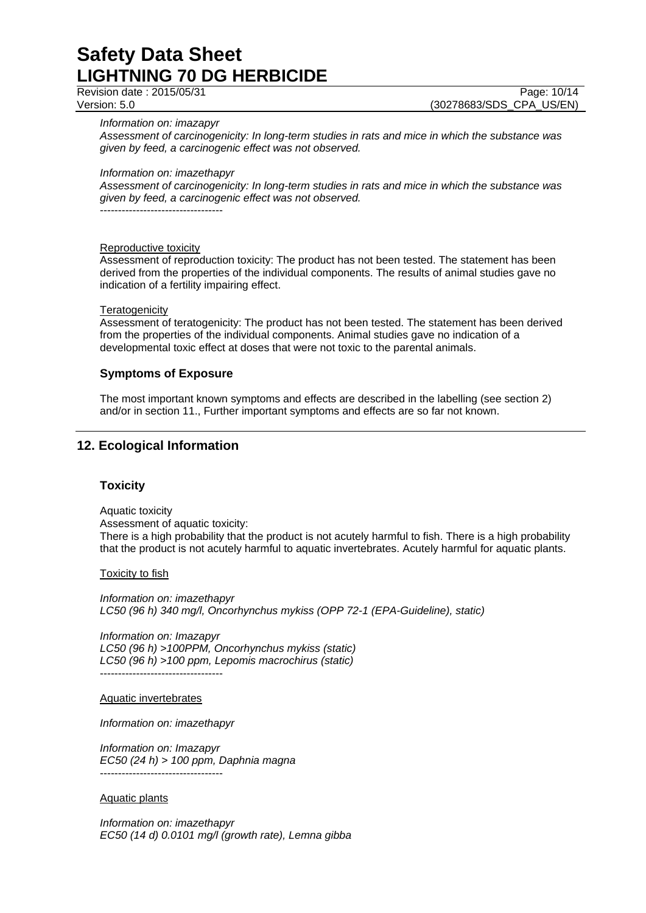*Information on: imazapyr*
*Assessment of carcinogenicity: In long-term studies in rats and mice in which the substance was given by feed, a carcinogenic effect was not observed.*

*Information on: imazethapyr*
*Assessment of carcinogenicity: In long-term studies in rats and mice in which the substance was given by feed, a carcinogenic effect was not observed.*
----------------------------------

Reproductive toxicity
Assessment of reproduction toxicity: The product has not been tested. The statement has been derived from the properties of the individual components. The results of animal studies gave no indication of a fertility impairing effect.

Teratogenicity
Assessment of teratogenicity: The product has not been tested. The statement has been derived from the properties of the individual components. Animal studies gave no indication of a developmental toxic effect at doses that were not toxic to the parental animals.

### Symptoms of Exposure

The most important known symptoms and effects are described in the labelling (see section 2) and/or in section 11., Further important symptoms and effects are so far not known.

## 12. Ecological Information

### Toxicity

Aquatic toxicity
Assessment of aquatic toxicity:
There is a high probability that the product is not acutely harmful to fish. There is a high probability that the product is not acutely harmful to aquatic invertebrates. Acutely harmful for aquatic plants.

Toxicity to fish

*Information on: imazethapyr*
*LC50 (96 h) 340 mg/l, Oncorhynchus mykiss (OPP 72-1 (EPA-Guideline), static)*

*Information on: Imazapyr*
*LC50 (96 h) >100PPM, Oncorhynchus mykiss (static)*
*LC50 (96 h) >100 ppm, Lepomis macrochirus (static)*
----------------------------------

Aquatic invertebrates

*Information on: imazethapyr*

*Information on: Imazapyr*
*EC50 (24 h) > 100 ppm, Daphnia magna*
----------------------------------

Aquatic plants

*Information on: imazethapyr*
*EC50 (14 d) 0.0101 mg/l (growth rate), Lemna gibba*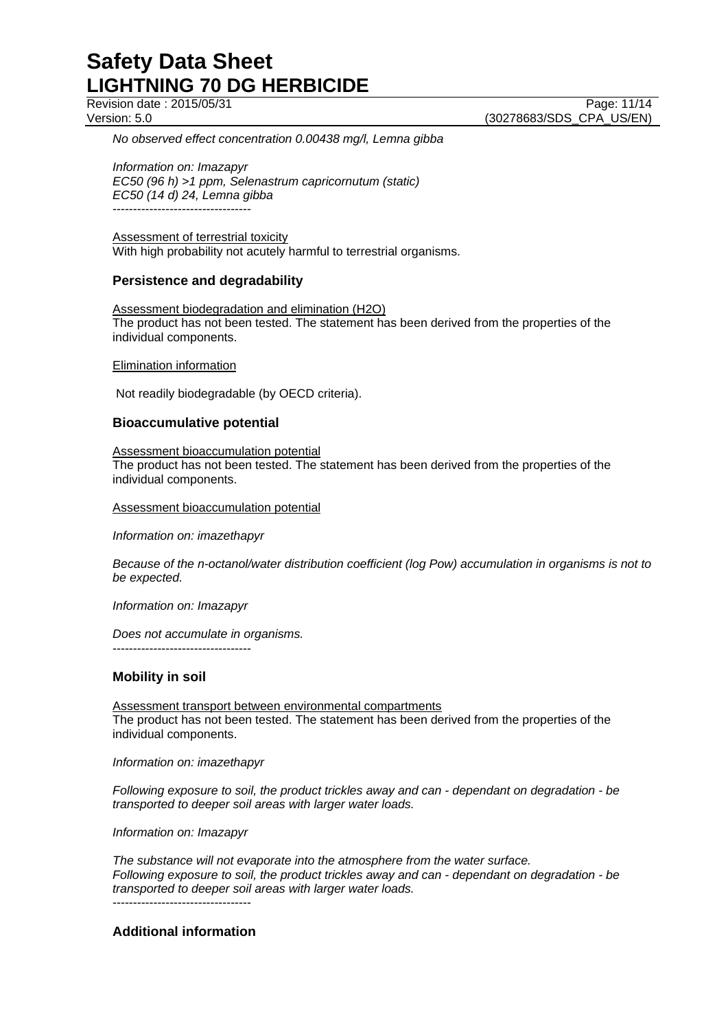*No observed effect concentration 0.00438 mg/l, Lemna gibba*

*Information on: Imazapyr*
*EC50 (96 h) >1 ppm, Selenastrum capricornutum (static)*
*EC50 (14 d) 24, Lemna gibba*
----------------------------------

Assessment of terrestrial toxicity
With high probability not acutely harmful to terrestrial organisms.

### Persistence and degradability

Assessment biodegradation and elimination (H2O)
The product has not been tested. The statement has been derived from the properties of the individual components.

Elimination information

Not readily biodegradable (by OECD criteria).

### Bioaccumulative potential

Assessment bioaccumulation potential
The product has not been tested. The statement has been derived from the properties of the individual components.

Assessment bioaccumulation potential

*Information on: imazethapyr*

*Because of the n-octanol/water distribution coefficient (log Pow) accumulation in organisms is not to be expected.*

*Information on: Imazapyr*

*Does not accumulate in organisms.*
----------------------------------

### Mobility in soil

Assessment transport between environmental compartments
The product has not been tested. The statement has been derived from the properties of the individual components.

*Information on: imazethapyr*

*Following exposure to soil, the product trickles away and can - dependant on degradation - be transported to deeper soil areas with larger water loads.*

*Information on: Imazapyr*

*The substance will not evaporate into the atmosphere from the water surface.*
*Following exposure to soil, the product trickles away and can - dependant on degradation - be transported to deeper soil areas with larger water loads.*
----------------------------------

### Additional information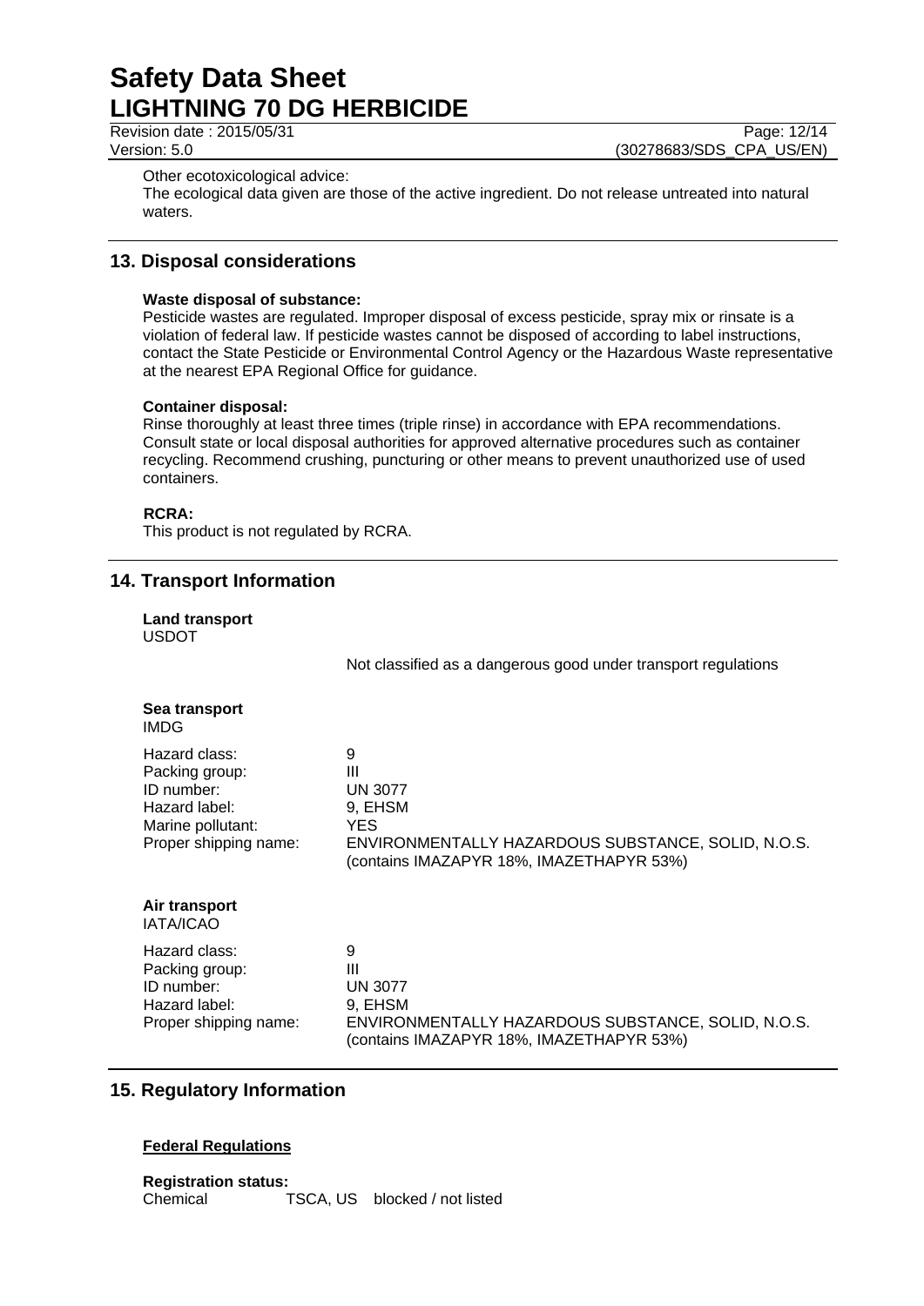Other ecotoxicological advice:
The ecological data given are those of the active ingredient. Do not release untreated into natural waters.

## 13. Disposal considerations

**Waste disposal of substance:**
Pesticide wastes are regulated. Improper disposal of excess pesticide, spray mix or rinsate is a violation of federal law. If pesticide wastes cannot be disposed of according to label instructions, contact the State Pesticide or Environmental Control Agency or the Hazardous Waste representative at the nearest EPA Regional Office for guidance.

**Container disposal:**
Rinse thoroughly at least three times (triple rinse) in accordance with EPA recommendations. Consult state or local disposal authorities for approved alternative procedures such as container recycling. Recommend crushing, puncturing or other means to prevent unauthorized use of used containers.

**RCRA:**
This product is not regulated by RCRA.

## 14. Transport Information

**Land transport**
USDOT

Not classified as a dangerous good under transport regulations

**Sea transport**
IMDG

| | |
|---|---|
| Hazard class: | 9 |
| Packing group: | III |
| ID number: | UN 3077 |
| Hazard label: | 9, EHSM |
| Marine pollutant: | YES |
| Proper shipping name: | ENVIRONMENTALLY HAZARDOUS SUBSTANCE, SOLID, N.O.S. (contains IMAZAPYR 18%, IMAZETHAPYR 53%) |

**Air transport**
IATA/ICAO

| | |
|---|---|
| Hazard class: | 9 |
| Packing group: | III |
| ID number: | UN 3077 |
| Hazard label: | 9, EHSM |
| Proper shipping name: | ENVIRONMENTALLY HAZARDOUS SUBSTANCE, SOLID, N.O.S. (contains IMAZAPYR 18%, IMAZETHAPYR 53%) |

## 15. Regulatory Information

**Federal Regulations**

**Registration status:**
Chemical TSCA, US blocked / not listed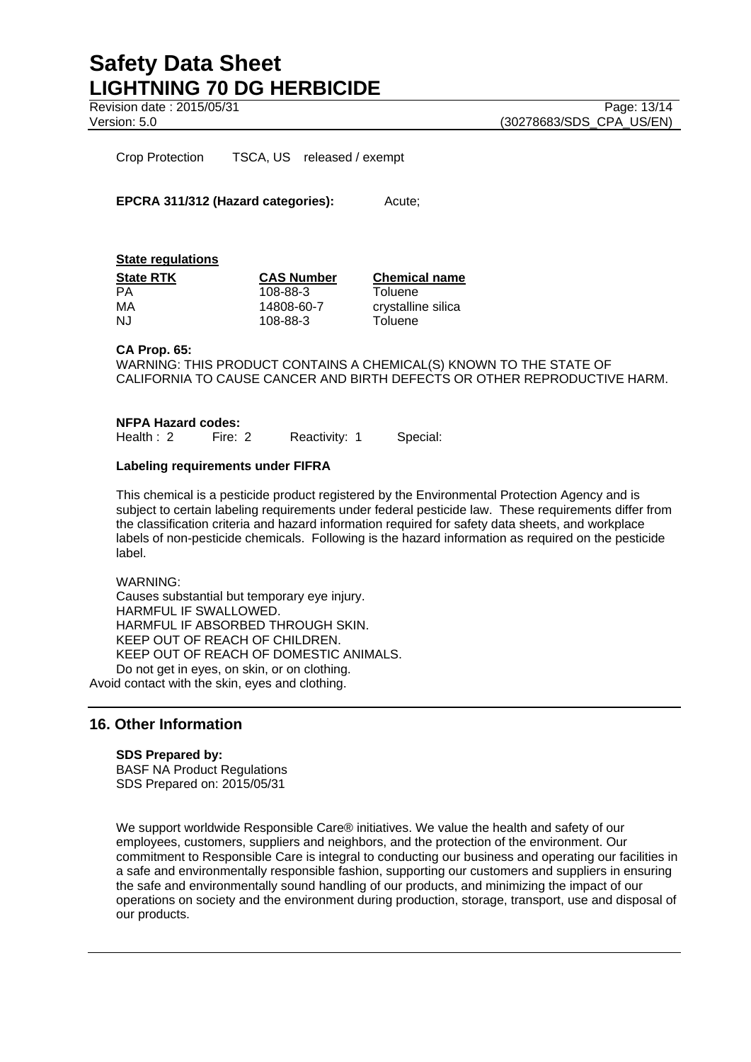Crop Protection TSCA, US released / exempt

**EPCRA 311/312 (Hazard categories):** Acute;

**State regulations**

| State RTK | CAS Number | Chemical name |
| --- | --- | --- |
| PA | 108-88-3 | Toluene |
| MA | 14808-60-7 | crystalline silica |
| NJ | 108-88-3 | Toluene |

**CA Prop. 65:**
WARNING: THIS PRODUCT CONTAINS A CHEMICAL(S) KNOWN TO THE STATE OF CALIFORNIA TO CAUSE CANCER AND BIRTH DEFECTS OR OTHER REPRODUCTIVE HARM.

**NFPA Hazard codes:**
Health : 2 Fire: 2 Reactivity: 1 Special:

**Labeling requirements under FIFRA**

This chemical is a pesticide product registered by the Environmental Protection Agency and is subject to certain labeling requirements under federal pesticide law. These requirements differ from the classification criteria and hazard information required for safety data sheets, and workplace labels of non-pesticide chemicals. Following is the hazard information as required on the pesticide label.

WARNING:
Causes substantial but temporary eye injury.
HARMFUL IF SWALLOWED.
HARMFUL IF ABSORBED THROUGH SKIN.
KEEP OUT OF REACH OF CHILDREN.
KEEP OUT OF REACH OF DOMESTIC ANIMALS.
Do not get in eyes, on skin, or on clothing.
Avoid contact with the skin, eyes and clothing.

## 16. Other Information

**SDS Prepared by:**
BASF NA Product Regulations
SDS Prepared on: 2015/05/31

We support worldwide Responsible Care® initiatives. We value the health and safety of our employees, customers, suppliers and neighbors, and the protection of the environment. Our commitment to Responsible Care is integral to conducting our business and operating our facilities in a safe and environmentally responsible fashion, supporting our customers and suppliers in ensuring the safe and environmentally sound handling of our products, and minimizing the impact of our operations on society and the environment during production, storage, transport, use and disposal of our products.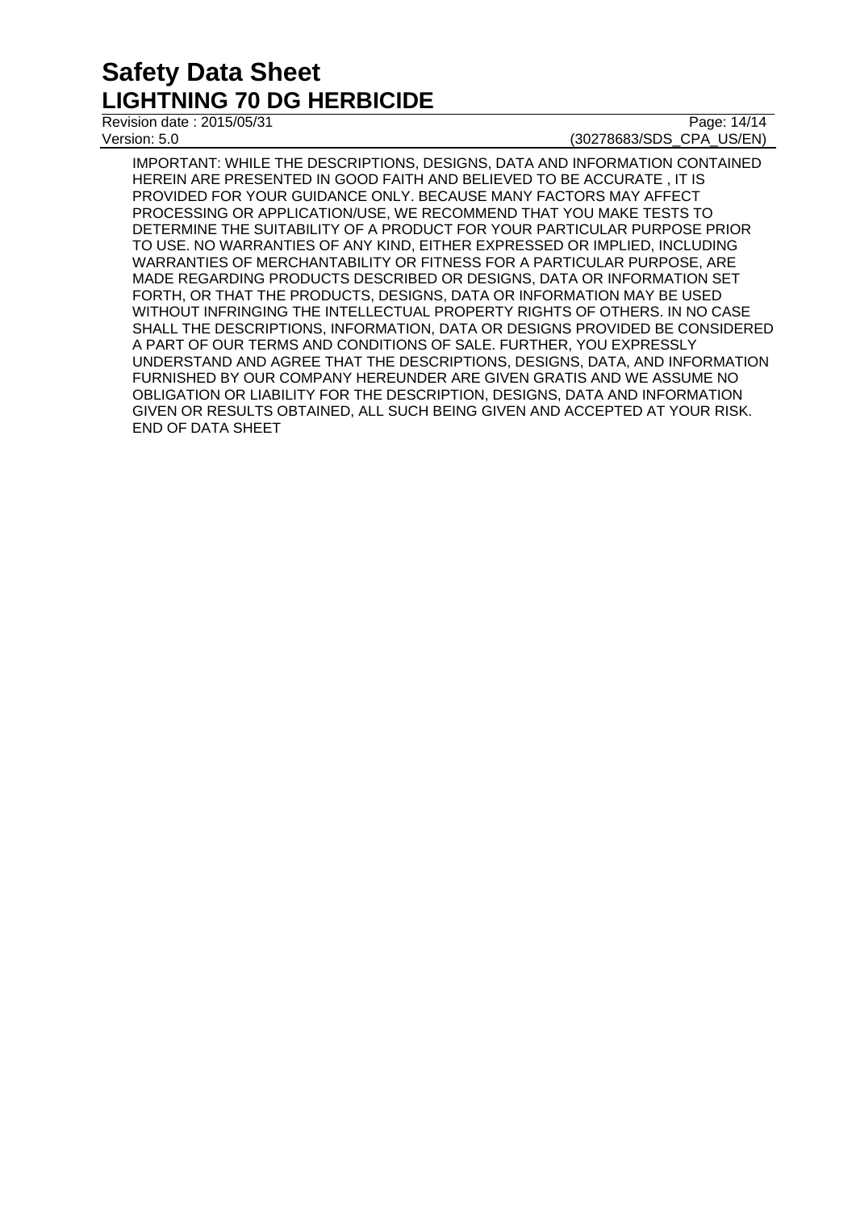IMPORTANT: WHILE THE DESCRIPTIONS, DESIGNS, DATA AND INFORMATION CONTAINED HEREIN ARE PRESENTED IN GOOD FAITH AND BELIEVED TO BE ACCURATE , IT IS PROVIDED FOR YOUR GUIDANCE ONLY. BECAUSE MANY FACTORS MAY AFFECT PROCESSING OR APPLICATION/USE, WE RECOMMEND THAT YOU MAKE TESTS TO DETERMINE THE SUITABILITY OF A PRODUCT FOR YOUR PARTICULAR PURPOSE PRIOR TO USE. NO WARRANTIES OF ANY KIND, EITHER EXPRESSED OR IMPLIED, INCLUDING WARRANTIES OF MERCHANTABILITY OR FITNESS FOR A PARTICULAR PURPOSE, ARE MADE REGARDING PRODUCTS DESCRIBED OR DESIGNS, DATA OR INFORMATION SET FORTH, OR THAT THE PRODUCTS, DESIGNS, DATA OR INFORMATION MAY BE USED WITHOUT INFRINGING THE INTELLECTUAL PROPERTY RIGHTS OF OTHERS. IN NO CASE SHALL THE DESCRIPTIONS, INFORMATION, DATA OR DESIGNS PROVIDED BE CONSIDERED A PART OF OUR TERMS AND CONDITIONS OF SALE. FURTHER, YOU EXPRESSLY UNDERSTAND AND AGREE THAT THE DESCRIPTIONS, DESIGNS, DATA, AND INFORMATION FURNISHED BY OUR COMPANY HEREUNDER ARE GIVEN GRATIS AND WE ASSUME NO OBLIGATION OR LIABILITY FOR THE DESCRIPTION, DESIGNS, DATA AND INFORMATION GIVEN OR RESULTS OBTAINED, ALL SUCH BEING GIVEN AND ACCEPTED AT YOUR RISK.
END OF DATA SHEET